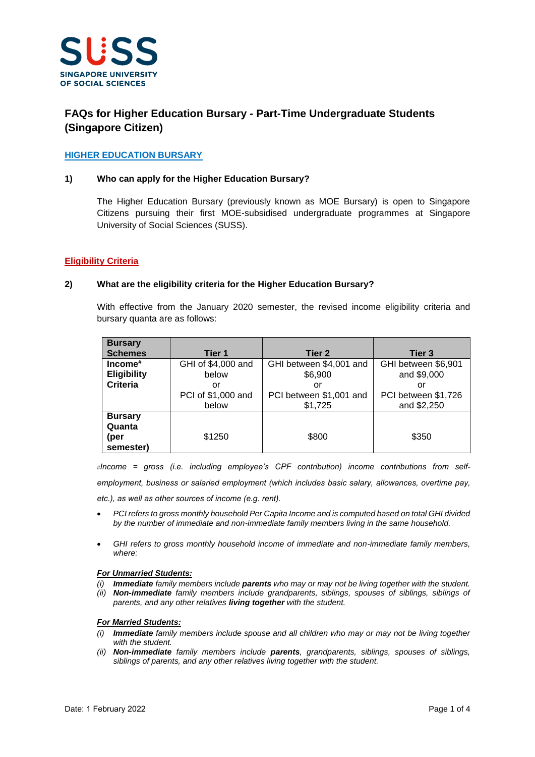# FAQs for Higher Education Bursary - Part-Time Undergraduate Students (Singapore Citizen)

## HIGHER EDUCATION BURSARY

### 1) Who can apply for the Higher Education Bursary?

The Higher Education Bursary (previously known as MOE Bursary) is open to Singapore Citizens pursuing their first MOE-subsidised undergraduate programmes at Singapore University of Social Sciences (SUSS).

## Eligibility Criteria

### 2) What are the eligibility criteria for the Higher Education Bursary?

With effective from the January 2020 semester, the revised income eligibility criteria and bursary quanta are as follows:

| Bursary Schemes | Tier 1 | Tier 2 | Tier 3 |
|---|---|---|---|
| **Income# Eligibility Criteria** | GHI of $4,000 and below or PCI of $1,000 and below | GHI between $4,001 and $6,900 or PCI between $1,001 and $1,725 | GHI between $6,901 and $9,000 or PCI between $1,726 and $2,250 |
| **Bursary Quanta (per semester)** | $1250 | $800 | $350 |

#*Income = gross (i.e. including employee's CPF contribution) income contributions from self-employment, business or salaried employment (which includes basic salary, allowances, overtime pay, etc.), as well as other sources of income (e.g. rent).*

- *PCI refers to gross monthly household Per Capita Income and is computed based on total GHI divided by the number of immediate and non-immediate family members living in the same household.*
- *GHI refers to gross monthly household income of immediate and non-immediate family members, where:*

***For Unmarried Students:***

*(i) **Immediate** family members include **parents** who may or may not be living together with the student.*
*(ii) **Non-immediate** family members include grandparents, siblings, spouses of siblings, siblings of parents, and any other relatives **living together** with the student.*

***For Married Students:***

*(i) **Immediate** family members include spouse and all children who may or may not be living together with the student.*
*(ii) **Non-immediate** family members include **parents**, grandparents, siblings, spouses of siblings, siblings of parents, and any other relatives living together with the student.*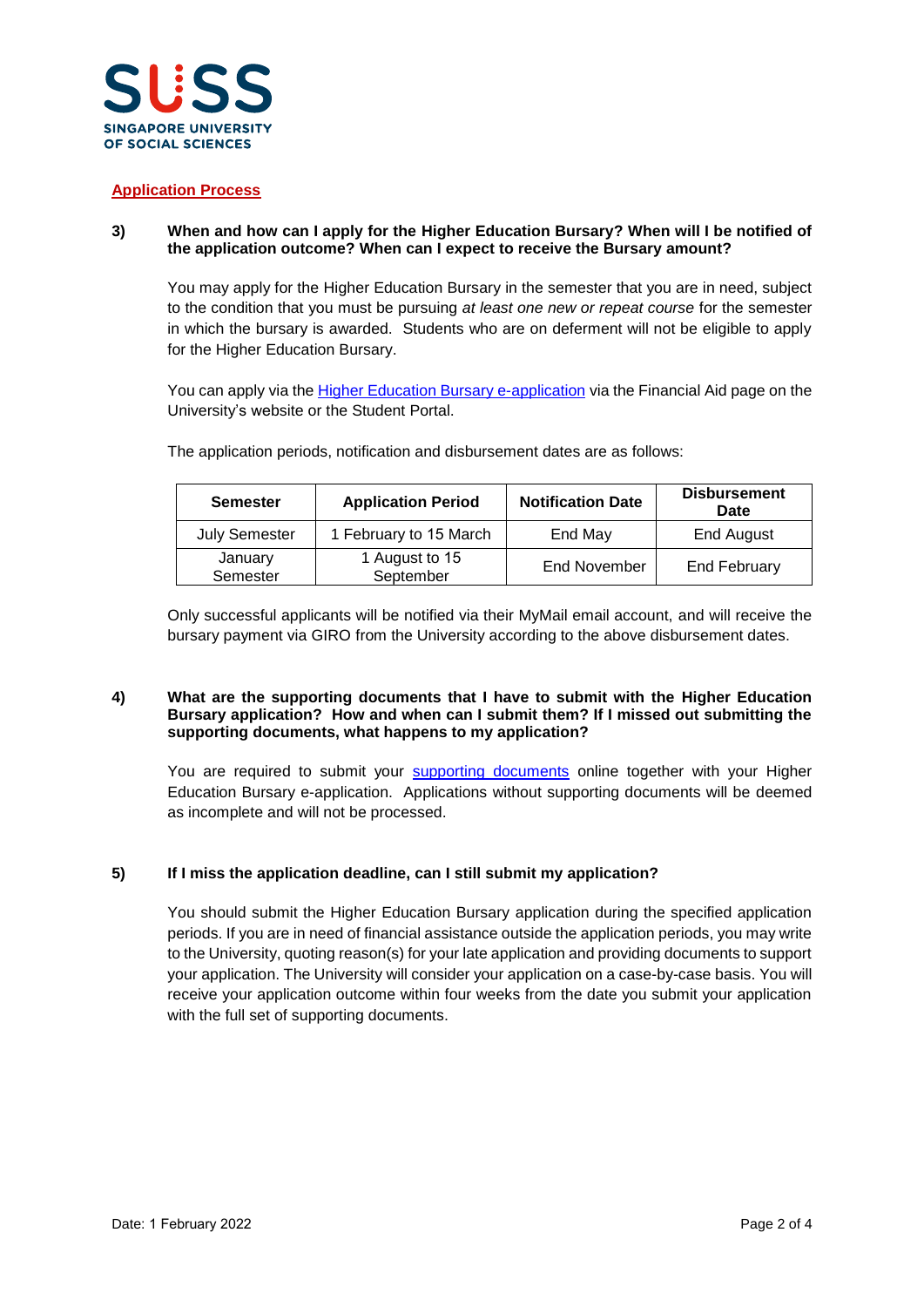SUSS
SINGAPORE UNIVERSITY
OF SOCIAL SCIENCES

## Application Process

**3) When and how can I apply for the Higher Education Bursary? When will I be notified of the application outcome? When can I expect to receive the Bursary amount?**

You may apply for the Higher Education Bursary in the semester that you are in need, subject to the condition that you must be pursuing *at least one new or repeat course* for the semester in which the bursary is awarded. Students who are on deferment will not be eligible to apply for the Higher Education Bursary.

You can apply via the Higher Education Bursary e-application via the Financial Aid page on the University's website or the Student Portal.

The application periods, notification and disbursement dates are as follows:

| Semester | Application Period | Notification Date | Disbursement Date |
|---|---|---|---|
| July Semester | 1 February to 15 March | End May | End August |
| January Semester | 1 August to 15 September | End November | End February |

Only successful applicants will be notified via their MyMail email account, and will receive the bursary payment via GIRO from the University according to the above disbursement dates.

**4) What are the supporting documents that I have to submit with the Higher Education Bursary application? How and when can I submit them? If I missed out submitting the supporting documents, what happens to my application?**

You are required to submit your supporting documents online together with your Higher Education Bursary e-application. Applications without supporting documents will be deemed as incomplete and will not be processed.

**5) If I miss the application deadline, can I still submit my application?**

You should submit the Higher Education Bursary application during the specified application periods. If you are in need of financial assistance outside the application periods, you may write to the University, quoting reason(s) for your late application and providing documents to support your application. The University will consider your application on a case-by-case basis. You will receive your application outcome within four weeks from the date you submit your application with the full set of supporting documents.

Date: 1 February 2022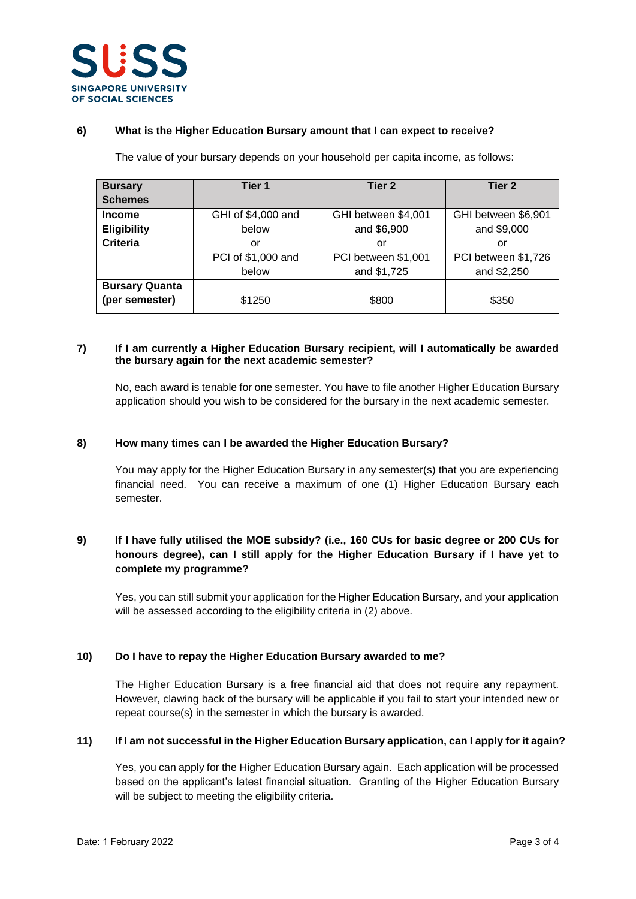### 6) What is the Higher Education Bursary amount that I can expect to receive?

The value of your bursary depends on your household per capita income, as follows:

| Bursary Schemes | Tier 1 | Tier 2 | Tier 2 |
|---|---|---|---|
| **Income Eligibility Criteria** | GHI of $4,000 and below or PCI of $1,000 and below | GHI between $4,001 and $6,900 or PCI between $1,001 and $1,725 | GHI between $6,901 and $9,000 or PCI between $1,726 and $2,250 |
| **Bursary Quanta (per semester)** | $1250 | $800 | $350 |

### 7) If I am currently a Higher Education Bursary recipient, will I automatically be awarded the bursary again for the next academic semester?

No, each award is tenable for one semester. You have to file another Higher Education Bursary application should you wish to be considered for the bursary in the next academic semester.

### 8) How many times can I be awarded the Higher Education Bursary?

You may apply for the Higher Education Bursary in any semester(s) that you are experiencing financial need. You can receive a maximum of one (1) Higher Education Bursary each semester.

### 9) If I have fully utilised the MOE subsidy? (i.e., 160 CUs for basic degree or 200 CUs for honours degree), can I still apply for the Higher Education Bursary if I have yet to complete my programme?

Yes, you can still submit your application for the Higher Education Bursary, and your application will be assessed according to the eligibility criteria in (2) above.

### 10) Do I have to repay the Higher Education Bursary awarded to me?

The Higher Education Bursary is a free financial aid that does not require any repayment. However, clawing back of the bursary will be applicable if you fail to start your intended new or repeat course(s) in the semester in which the bursary is awarded.

### 11) If I am not successful in the Higher Education Bursary application, can I apply for it again?

Yes, you can apply for the Higher Education Bursary again. Each application will be processed based on the applicant's latest financial situation. Granting of the Higher Education Bursary will be subject to meeting the eligibility criteria.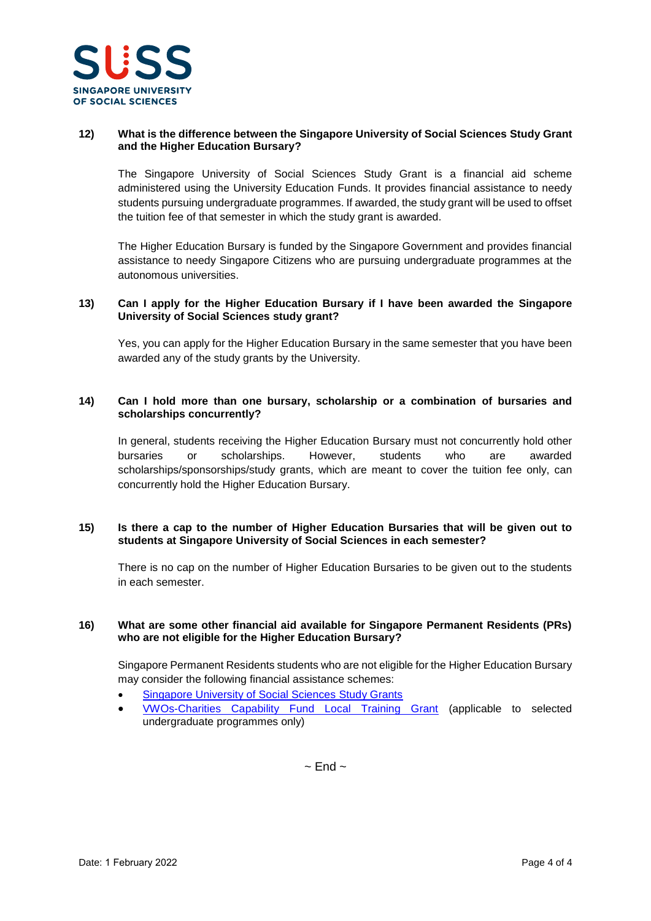**12) What is the difference between the Singapore University of Social Sciences Study Grant and the Higher Education Bursary?**

The Singapore University of Social Sciences Study Grant is a financial aid scheme administered using the University Education Funds. It provides financial assistance to needy students pursuing undergraduate programmes. If awarded, the study grant will be used to offset the tuition fee of that semester in which the study grant is awarded.

The Higher Education Bursary is funded by the Singapore Government and provides financial assistance to needy Singapore Citizens who are pursuing undergraduate programmes at the autonomous universities.

**13) Can I apply for the Higher Education Bursary if I have been awarded the Singapore University of Social Sciences study grant?**

Yes, you can apply for the Higher Education Bursary in the same semester that you have been awarded any of the study grants by the University.

**14) Can I hold more than one bursary, scholarship or a combination of bursaries and scholarships concurrently?**

In general, students receiving the Higher Education Bursary must not concurrently hold other bursaries or scholarships. However, students who are awarded scholarships/sponsorships/study grants, which are meant to cover the tuition fee only, can concurrently hold the Higher Education Bursary.

**15) Is there a cap to the number of Higher Education Bursaries that will be given out to students at Singapore University of Social Sciences in each semester?**

There is no cap on the number of Higher Education Bursaries to be given out to the students in each semester.

**16) What are some other financial aid available for Singapore Permanent Residents (PRs) who are not eligible for the Higher Education Bursary?**

Singapore Permanent Residents students who are not eligible for the Higher Education Bursary may consider the following financial assistance schemes:

- Singapore University of Social Sciences Study Grants
- VWOs-Charities Capability Fund Local Training Grant (applicable to selected undergraduate programmes only)

~ End ~

Date: 1 February 2022